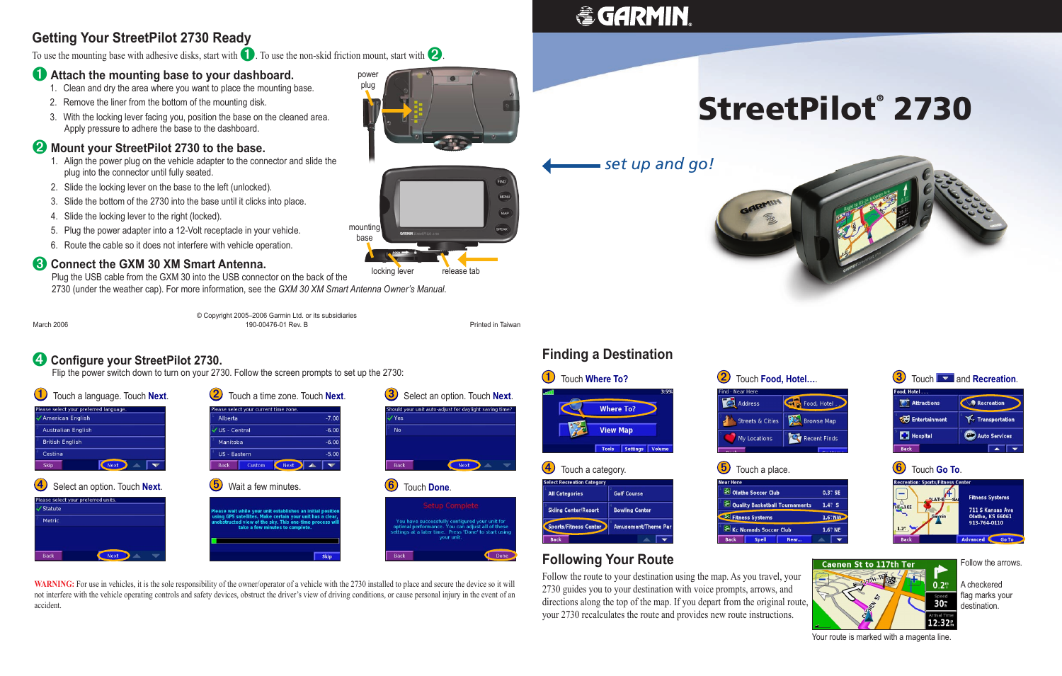# StreetPilot® 2730

*set up and go!*

## Getting Your StreetPilot 2730 Ready

To use the mounting base with adhesive disks, start with 1. To use the non-skid friction mount, start with 2.

### 1 Attach the mounting base to your dashboard.

1. Clean and dry the area where you want to place the mounting base.
2. Remove the liner from the bottom of the mounting disk.
3. With the locking lever facing you, position the base on the cleaned area. Apply pressure to adhere the base to the dashboard.

### 2 Mount your StreetPilot 2730 to the base.

1. Align the power plug on the vehicle adapter to the connector and slide the plug into the connector until fully seated.
2. Slide the locking lever on the base to the left (unlocked).
3. Slide the bottom of the 2730 into the base until it clicks into place.
4. Slide the locking lever to the right (locked).
5. Plug the power adapter into a 12-Volt receptacle in your vehicle.
6. Route the cable so it does not interfere with vehicle operation.

power plug

mounting base

locking lever

release tab

### 3 Connect the GXM 30 XM Smart Antenna.

Plug the USB cable from the GXM 30 into the USB connector on the back of the 2730 (under the weather cap). For more information, see the *GXM 30 XM Smart Antenna Owner's Manual.*

March 2006

© Copyright 2005–2006 Garmin Ltd. or its subsidiaries
190-00476-01 Rev. B

Printed in Taiwan

### 4 Configure your StreetPilot 2730.

Flip the power switch down to turn on your 2730. Follow the screen prompts to set up the 2730:

1. Touch a language. Touch **Next**.
2. Touch a time zone. Touch **Next**.
3. Select an option. Touch **Next**.
4. Select an option. Touch **Next**.
5. Wait a few minutes.
6. Touch **Done**.

**WARNING:** For use in vehicles, it is the sole responsibility of the owner/operator of a vehicle with the 2730 installed to place and secure the device so it will not interfere with the vehicle operating controls and safety devices, obstruct the driver's view of driving conditions, or cause personal injury in the event of an accident.

## Finding a Destination

1. Touch **Where To?**
2. Touch **Food, Hotel…**.
3. Touch ▼ and **Recreation**.
4. Touch a category.
5. Touch a place.
6. Touch **Go To**.

## Following Your Route

Follow the route to your destination using the map. As you travel, your 2730 guides you to your destination with voice prompts, arrows, and directions along the top of the map. If you depart from the original route, your 2730 recalculates the route and provides new route instructions.

Follow the arrows.

A checkered flag marks your destination.

Your route is marked with a magenta line.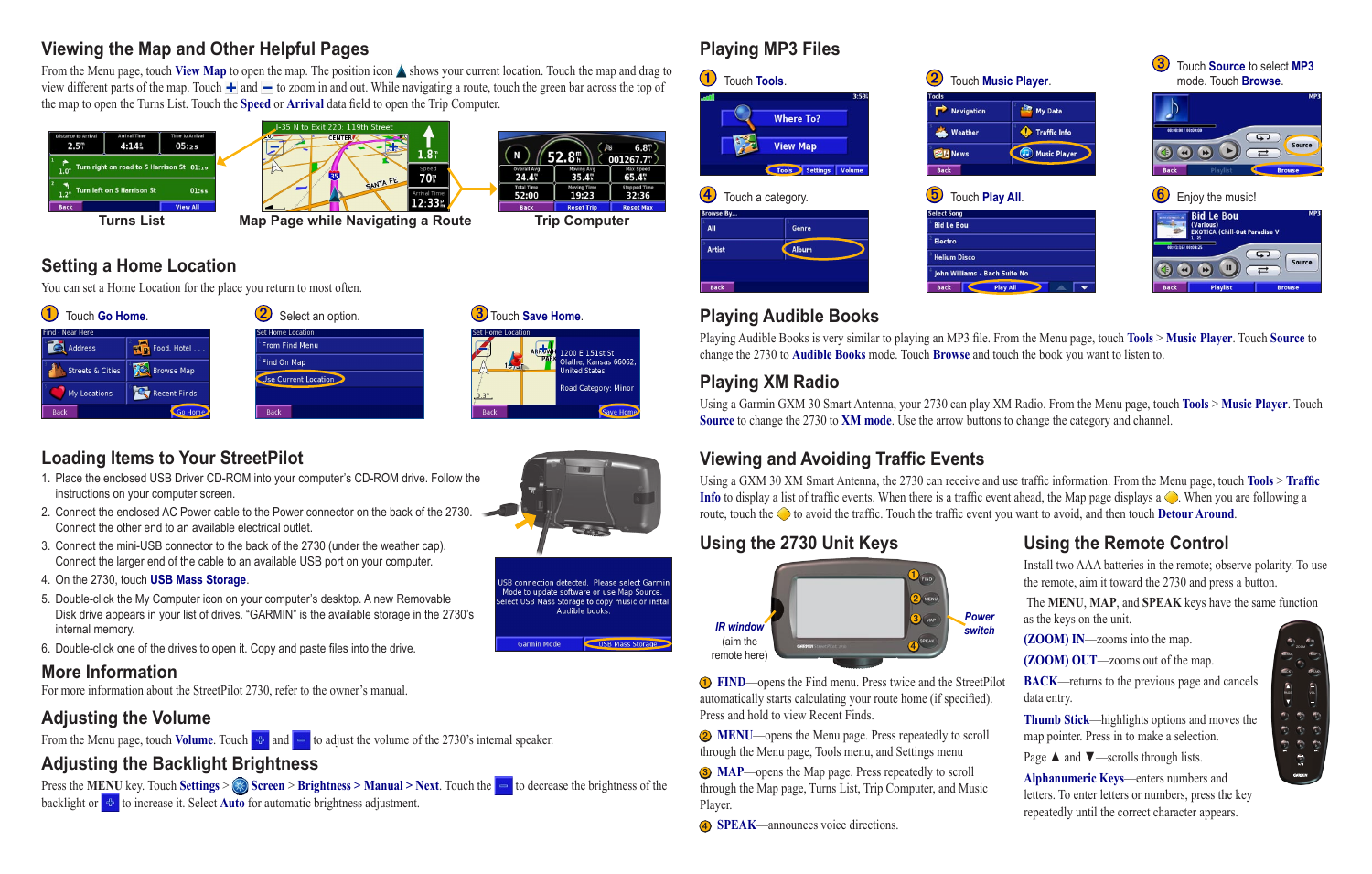## Viewing the Map and Other Helpful Pages

From the Menu page, touch **View Map** to open the map. The position icon shows your current location. Touch the map and drag to view different parts of the map. Touch + and − to zoom in and out. While navigating a route, touch the green bar across the top of the map to open the Turns List. Touch the **Speed** or **Arrival** data field to open the Trip Computer.

Turns List

Map Page while Navigating a Route

Trip Computer

## Setting a Home Location

You can set a Home Location for the place you return to most often.

1. Touch **Go Home**.
2. Select an option.
3. Touch **Save Home**.

## Loading Items to Your StreetPilot

1. Place the enclosed USB Driver CD-ROM into your computer's CD-ROM drive. Follow the instructions on your computer screen.
2. Connect the enclosed AC Power cable to the Power connector on the back of the 2730. Connect the other end to an available electrical outlet.
3. Connect the mini-USB connector to the back of the 2730 (under the weather cap). Connect the larger end of the cable to an available USB port on your computer.
4. On the 2730, touch **USB Mass Storage**.
5. Double-click the My Computer icon on your computer's desktop. A new Removable Disk drive appears in your list of drives. "GARMIN" is the available storage in the 2730's internal memory.
6. Double-click one of the drives to open it. Copy and paste files into the drive.

## More Information

For more information about the StreetPilot 2730, refer to the owner's manual.

## Adjusting the Volume

From the Menu page, touch **Volume**. Touch + and − to adjust the volume of the 2730's internal speaker.

## Adjusting the Backlight Brightness

Press the **MENU** key. Touch **Settings** > **Screen** > **Brightness** > **Manual** > **Next**. Touch the − to decrease the brightness of the backlight or + to increase it. Select **Auto** for automatic brightness adjustment.

## Playing MP3 Files

1. Touch **Tools**.
2. Touch **Music Player**.
3. Touch **Source** to select **MP3** mode. Touch **Browse**.
4. Touch a category.
5. Touch **Play All**.
6. Enjoy the music!

## Playing Audible Books

Playing Audible Books is very similar to playing an MP3 file. From the Menu page, touch **Tools** > **Music Player**. Touch **Source** to change the 2730 to **Audible Books** mode. Touch **Browse** and touch the book you want to listen to.

## Playing XM Radio

Using a Garmin GXM 30 Smart Antenna, your 2730 can play XM Radio. From the Menu page, touch **Tools** > **Music Player**. Touch **Source** to change the 2730 to **XM mode**. Use the arrow buttons to change the category and channel.

## Viewing and Avoiding Traffic Events

Using a GXM 30 XM Smart Antenna, the 2730 can receive and use traffic information. From the Menu page, touch **Tools** > **Traffic Info** to display a list of traffic events. When there is a traffic event ahead, the Map page displays a ◆. When you are following a route, touch the ◆ to avoid the traffic. Touch the traffic event you want to avoid, and then touch **Detour Around**.

## Using the 2730 Unit Keys

IR window (aim the remote here)

Power switch

1. **FIND**—opens the Find menu. Press twice and the StreetPilot automatically starts calculating your route home (if specified). Press and hold to view Recent Finds.
2. **MENU**—opens the Menu page. Press repeatedly to scroll through the Menu page, Tools menu, and Settings menu
3. **MAP**—opens the Map page. Press repeatedly to scroll through the Map page, Turns List, Trip Computer, and Music Player.
4. **SPEAK**—announces voice directions.

## Using the Remote Control

Install two AAA batteries in the remote; observe polarity. To use the remote, aim it toward the 2730 and press a button.

The **MENU**, **MAP**, and **SPEAK** keys have the same function as the keys on the unit.

**(ZOOM) IN**—zooms into the map.

**(ZOOM) OUT**—zooms out of the map.

**BACK**—returns to the previous page and cancels data entry.

**Thumb Stick**—highlights options and moves the map pointer. Press in to make a selection.

Page ▲ and ▼—scrolls through lists.

**Alphanumeric Keys**—enters numbers and letters. To enter letters or numbers, press the key repeatedly until the correct character appears.